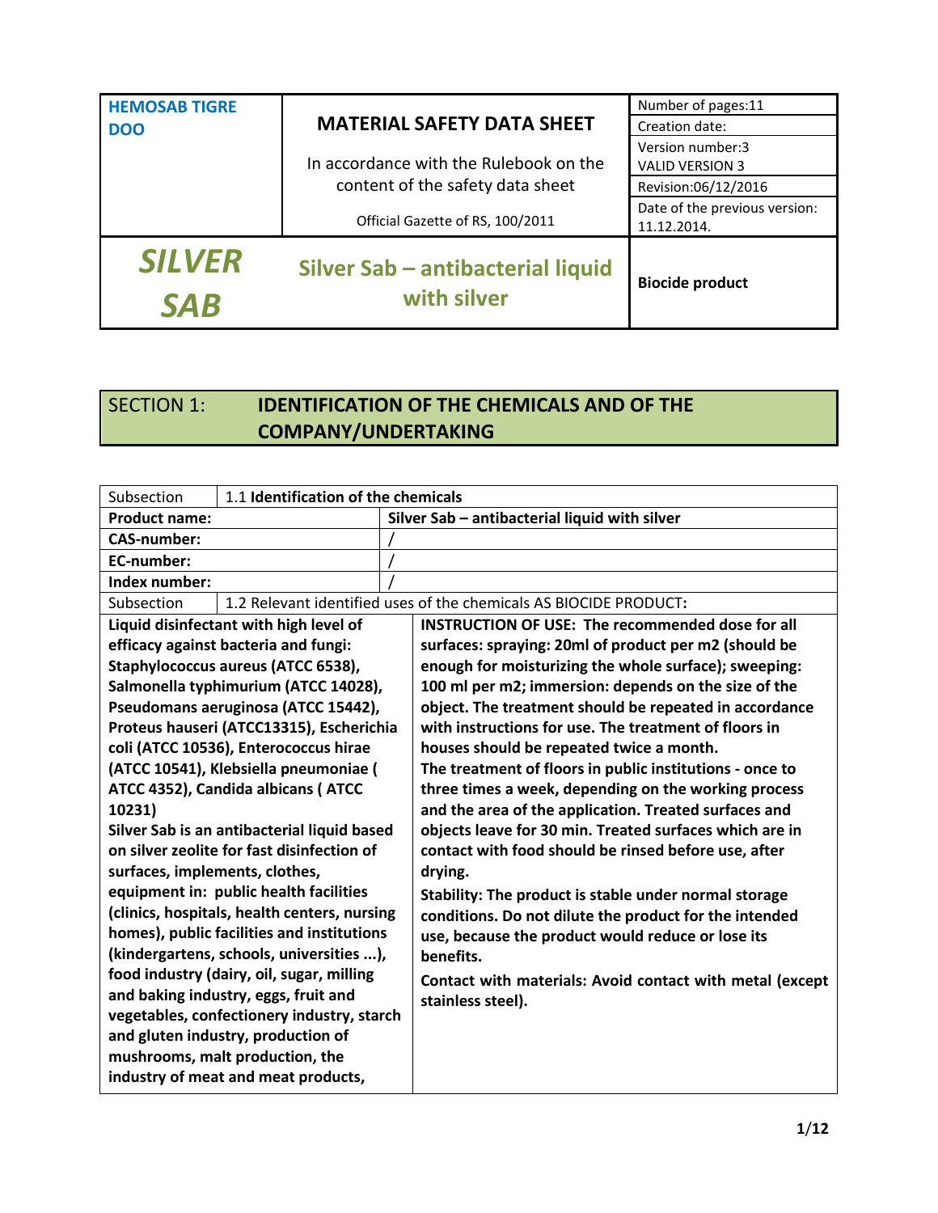| HEMOSAB TIGRE DOO | MATERIAL SAFETY DATA SHEET<br><br>In accordance with the Rulebook on the content of the safety data sheet<br><br>Official Gazette of RS, 100/2011 | Number of pages:11<br>Creation date:<br>Version number:3<br>VALID VERSION 3<br>Revision:06/12/2016<br>Date of the previous version: 11.12.2014. |
|---|---|---|
| ***SILVER SAB*** | **Silver Sab – antibacterial liquid with silver** | **Biocide product** |

## SECTION 1: IDENTIFICATION OF THE CHEMICALS AND OF THE COMPANY/UNDERTAKING

| Subsection | 1.1 **Identification of the chemicals** |
|---|---|
| **Product name:** | **Silver Sab – antibacterial liquid with silver** |
| **CAS-number:** | / |
| **EC-number:** | / |
| **Index number:** | / |
| Subsection | 1.2 Relevant identified uses of the chemicals AS BIOCIDE PRODUCT**:** |

| | |
|---|---|
| **Liquid disinfectant with high level of efficacy against bacteria and fungi: Staphylococcus aureus (ATCC 6538), Salmonella typhimurium (ATCC 14028), Pseudomans aeruginosa (ATCC 15442), Proteus hauseri (ATCC13315), Escherichia coli (ATCC 10536), Enterococcus hirae (ATCC 10541), Klebsiella pneumoniae ( ATCC 4352), Candida albicans ( ATCC 10231)**<br>**Silver Sab is an antibacterial liquid based on silver zeolite for fast disinfection of surfaces, implements, clothes, equipment in: public health facilities (clinics, hospitals, health centers, nursing homes), public facilities and institutions (kindergartens, schools, universities ...), food industry (dairy, oil, sugar, milling and baking industry, eggs, fruit and vegetables, confectionery industry, starch and gluten industry, production of mushrooms, malt production, the industry of meat and meat products,** | **INSTRUCTION OF USE: The recommended dose for all surfaces: spraying: 20ml of product per m2 (should be enough for moisturizing the whole surface); sweeping: 100 ml per m2; immersion: depends on the size of the object. The treatment should be repeated in accordance with instructions for use. The treatment of floors in houses should be repeated twice a month.**<br>**The treatment of floors in public institutions - once to three times a week, depending on the working process and the area of the application. Treated surfaces and objects leave for 30 min. Treated surfaces which are in contact with food should be rinsed before use, after drying.**<br>**Stability: The product is stable under normal storage conditions. Do not dilute the product for the intended use, because the product would reduce or lose its benefits.**<br>**Contact with materials: Avoid contact with metal (except stainless steel).** |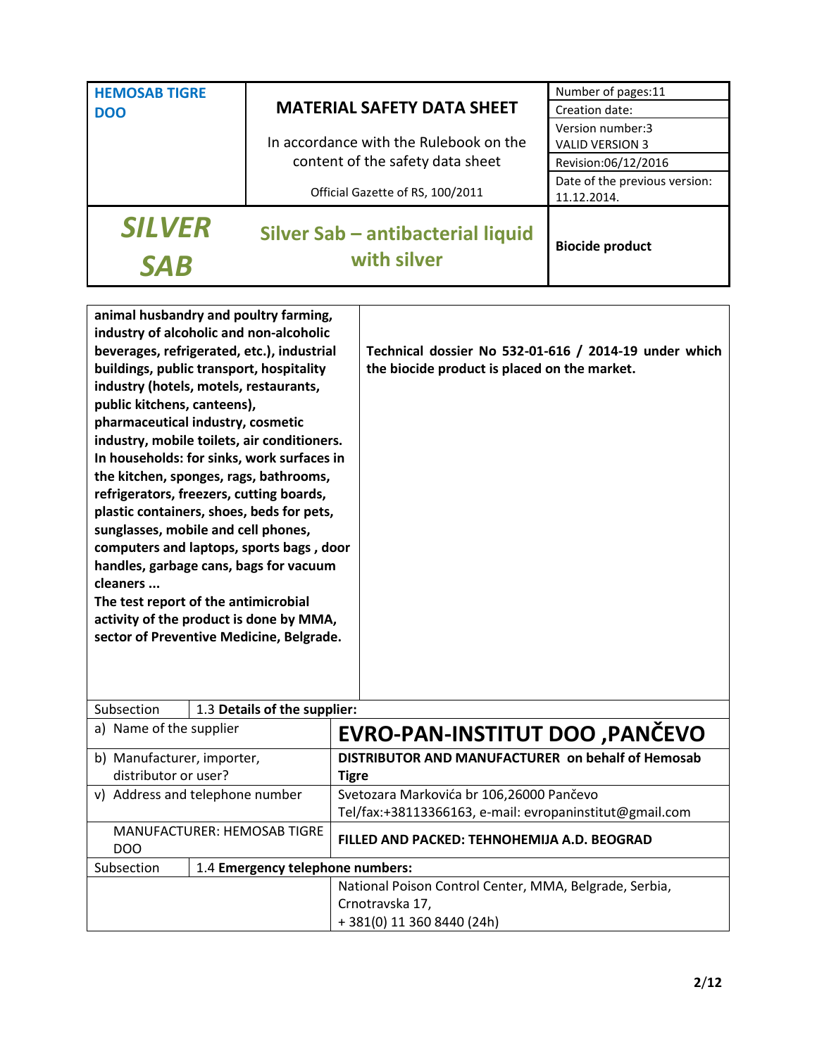| HEMOSAB TIGRE DOO | MATERIAL SAFETY DATA SHEET<br><br>In accordance with the Rulebook on the content of the safety data sheet<br><br>Official Gazette of RS, 100/2011 | Number of pages:11<br>Creation date:<br>Version number:3 VALID VERSION 3<br>Revision:06/12/2016<br>Date of the previous version: 11.12.2014. |
|---|---|---|
| ***SILVER SAB*** | **Silver Sab – antibacterial liquid with silver** | **Biocide product** |

| | |
|---|---|
| **animal husbandry and poultry farming, industry of alcoholic and non-alcoholic beverages, refrigerated, etc.), industrial buildings, public transport, hospitality industry (hotels, motels, restaurants, public kitchens, canteens), pharmaceutical industry, cosmetic industry, mobile toilets, air conditioners. In households: for sinks, work surfaces in the kitchen, sponges, rags, bathrooms, refrigerators, freezers, cutting boards, plastic containers, shoes, beds for pets, sunglasses, mobile and cell phones, computers and laptops, sports bags , door handles, garbage cans, bags for vacuum cleaners ...**<br>**The test report of the antimicrobial activity of the product is done by MMA, sector of Preventive Medicine, Belgrade.** | **Technical dossier No 532-01-616 / 2014-19 under which the biocide product is placed on the market.** |

| Subsection | 1.3 **Details of the supplier:** |
|---|---|
| a) Name of the supplier | **EVRO-PAN-INSTITUT DOO ,PANČEVO** |
| b) Manufacturer, importer, distributor or user? | **DISTRIBUTOR AND MANUFACTURER on behalf of Hemosab Tigre** |
| v) Address and telephone number | Svetozara Markovića br 106,26000 Pančevo<br>Tel/fax:+38113366163, e-mail: evropaninstitut@gmail.com |
| MANUFACTURER: HEMOSAB TIGRE DOO | **FILLED AND PACKED: TEHNOHEMIJA A.D. BEOGRAD** |
| Subsection | 1.4 **Emergency telephone numbers:** |
| | National Poison Control Center, MMA, Belgrade, Serbia, Crnotravska 17,<br>+ 381(0) 11 360 8440 (24h) |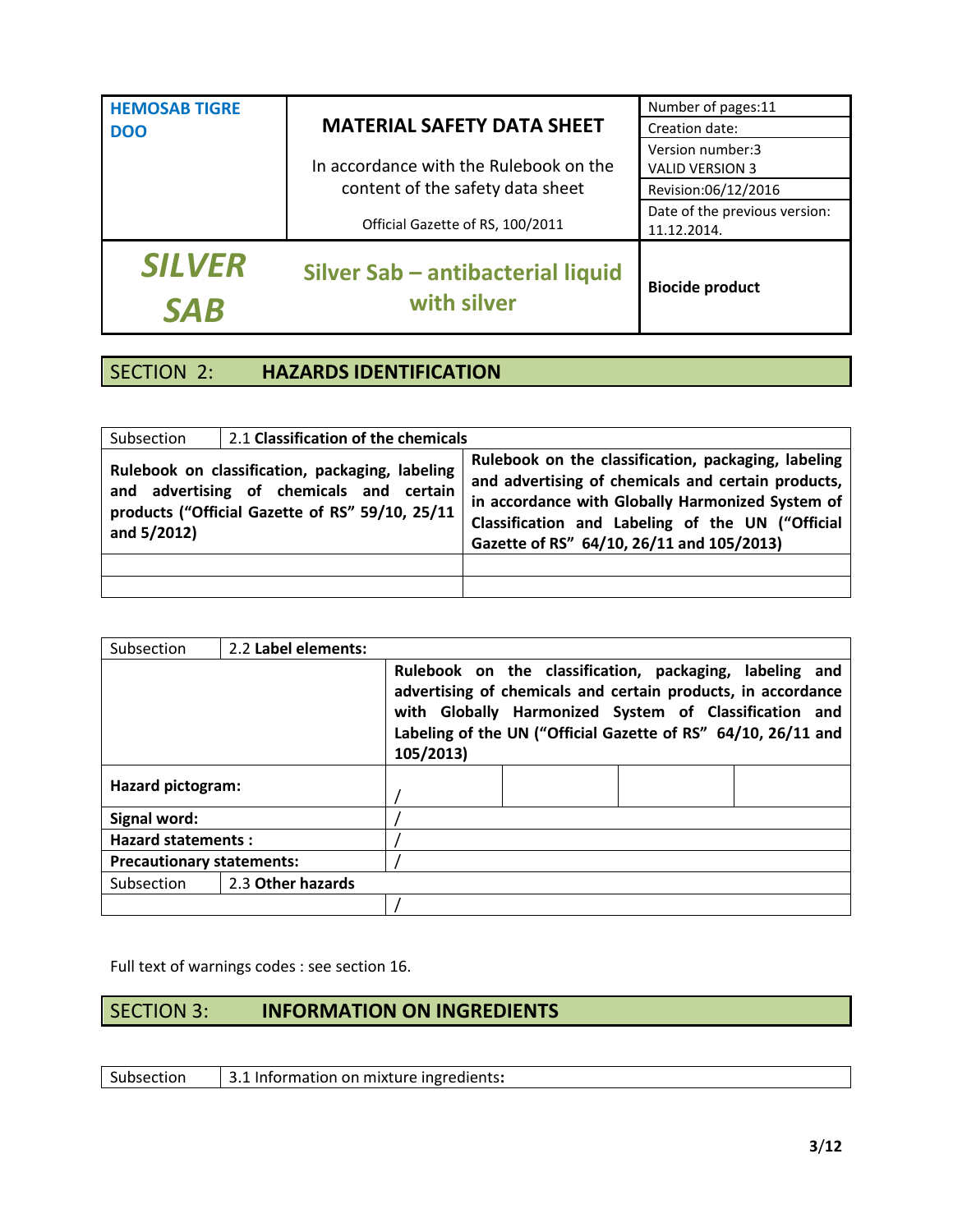| HEMOSAB TIGRE DOO | MATERIAL SAFETY DATA SHEET<br><br>In accordance with the Rulebook on the content of the safety data sheet<br><br>Official Gazette of RS, 100/2011 | Number of pages:11<br>Creation date:<br>Version number:3<br>VALID VERSION 3<br>Revision:06/12/2016<br>Date of the previous version: 11.12.2014. |
|---|---|---|
| ***SILVER SAB*** | **Silver Sab – antibacterial liquid with silver** | **Biocide product** |

## SECTION 2: HAZARDS IDENTIFICATION

| Subsection 2.1 **Classification of the chemicals** | |
|---|---|
| **Rulebook on classification, packaging, labeling and advertising of chemicals and certain products ("Official Gazette of RS" 59/10, 25/11 and 5/2012)** | **Rulebook on the classification, packaging, labeling and advertising of chemicals and certain products, in accordance with Globally Harmonized System of Classification and Labeling of the UN ("Official Gazette of RS" 64/10, 26/11 and 105/2013)** |
| | |
| | |

| Subsection 2.2 **Label elements:** | | | | |
|---|---|---|---|---|
| | **Rulebook on the classification, packaging, labeling and advertising of chemicals and certain products, in accordance with Globally Harmonized System of Classification and Labeling of the UN ("Official Gazette of RS" 64/10, 26/11 and 105/2013)** | | | |
| **Hazard pictogram:** | / | | | |
| **Signal word:** | / | | | |
| **Hazard statements :** | / | | | |
| **Precautionary statements:** | / | | | |
| Subsection 2.3 **Other hazards** | | | | |
| | / | | | |

Full text of warnings codes : see section 16.

## SECTION 3: INFORMATION ON INGREDIENTS

| Subsection | 3.1 Information on mixture ingredients**:** |
|---|---|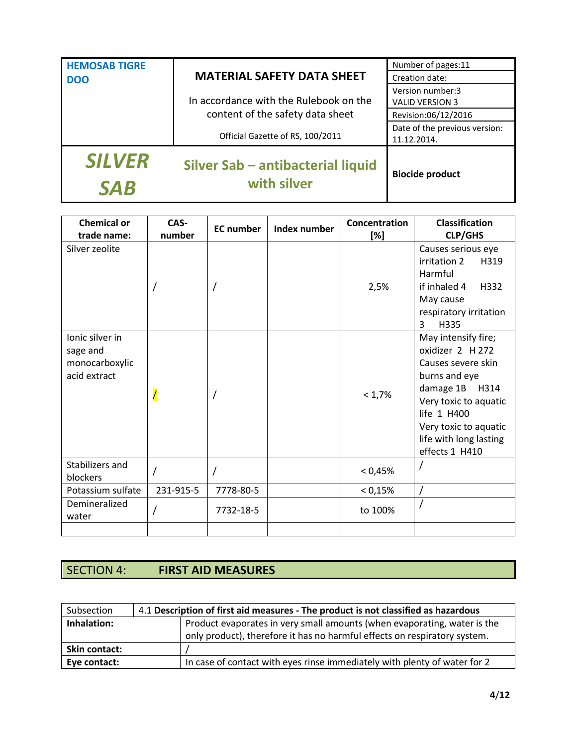| HEMOSAB TIGRE DOO | MATERIAL SAFETY DATA SHEET<br><br>In accordance with the Rulebook on the content of the safety data sheet<br><br>Official Gazette of RS, 100/2011 | Number of pages:11<br>Creation date:<br>Version number:3 VALID VERSION 3<br>Revision:06/12/2016<br>Date of the previous version: 11.12.2014. |
|---|---|---|
| ***SILVER SAB*** | **Silver Sab – antibacterial liquid with silver** | **Biocide product** |

| Chemical or trade name: | CAS-number | EC number | Index number | Concentration [%] | Classification CLP/GHS |
|---|---|---|---|---|---|
| Silver zeolite | / | / | | 2,5% | Causes serious eye irritation 2 H319<br>Harmful if inhaled 4 H332<br>May cause respiratory irritation 3 H335 |
| Ionic silver in sage and monocarboxylic acid extract | / | / | | < 1,7% | May intensify fire; oxidizer 2 H 272<br>Causes severe skin burns and eye damage 1B H314<br>Very toxic to aquatic life 1 H400<br>Very toxic to aquatic life with long lasting effects 1 H410 |
| Stabilizers and blockers | / | / | | < 0,45% | / |
| Potassium sulfate | 231-915-5 | 7778-80-5 | | < 0,15% | / |
| Demineralized water | / | 7732-18-5 | | to 100% | / |
| | | | | | |

## SECTION 4: FIRST AID MEASURES

| Subsection | 4.1 **Description of first aid measures - The product is not classified as hazardous** |
|---|---|
| **Inhalation:** | Product evaporates in very small amounts (when evaporating, water is the only product), therefore it has no harmful effects on respiratory system. |
| **Skin contact:** | / |
| **Eye contact:** | In case of contact with eyes rinse immediately with plenty of water for 2 |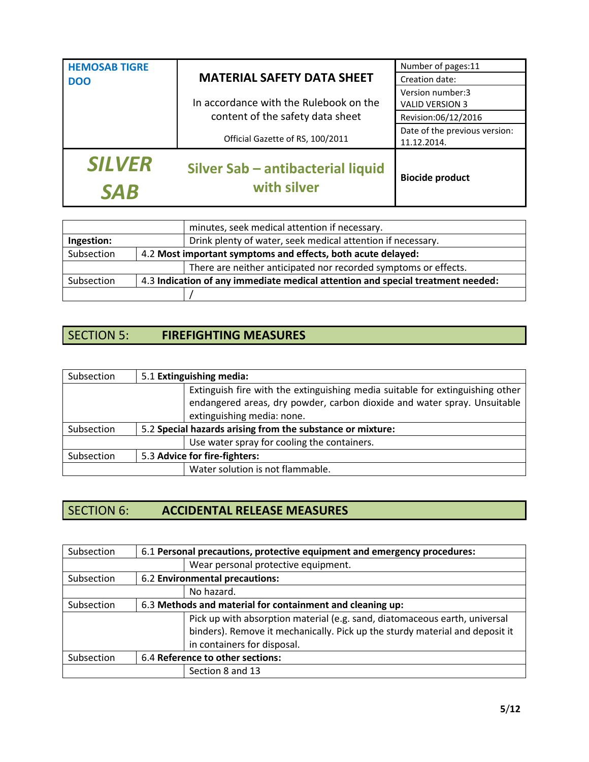| | |
|---|---|
| | minutes, seek medical attention if necessary. |
| **Ingestion:** | Drink plenty of water, seek medical attention if necessary. |
| Subsection | 4.2 **Most important symptoms and effects, both acute delayed:** |
| | There are neither anticipated nor recorded symptoms or effects. |
| Subsection | 4.3 **Indication of any immediate medical attention and special treatment needed:** |
| | / |

## SECTION 5: FIREFIGHTING MEASURES

| | |
|---|---|
| Subsection | 5.1 **Extinguishing media:** |
| | Extinguish fire with the extinguishing media suitable for extinguishing other endangered areas, dry powder, carbon dioxide and water spray. Unsuitable extinguishing media: none. |
| Subsection | 5.2 **Special hazards arising from the substance or mixture:** |
| | Use water spray for cooling the containers. |
| Subsection | 5.3 **Advice for fire-fighters:** |
| | Water solution is not flammable. |

## SECTION 6: ACCIDENTAL RELEASE MEASURES

| | |
|---|---|
| Subsection | 6.1 **Personal precautions, protective equipment and emergency procedures:** |
| | Wear personal protective equipment. |
| Subsection | 6.2 **Environmental precautions:** |
| | No hazard. |
| Subsection | 6.3 **Methods and material for containment and cleaning up:** |
| | Pick up with absorption material (e.g. sand, diatomaceous earth, universal binders). Remove it mechanically. Pick up the sturdy material and deposit it in containers for disposal. |
| Subsection | 6.4 **Reference to other sections:** |
| | Section 8 and 13 |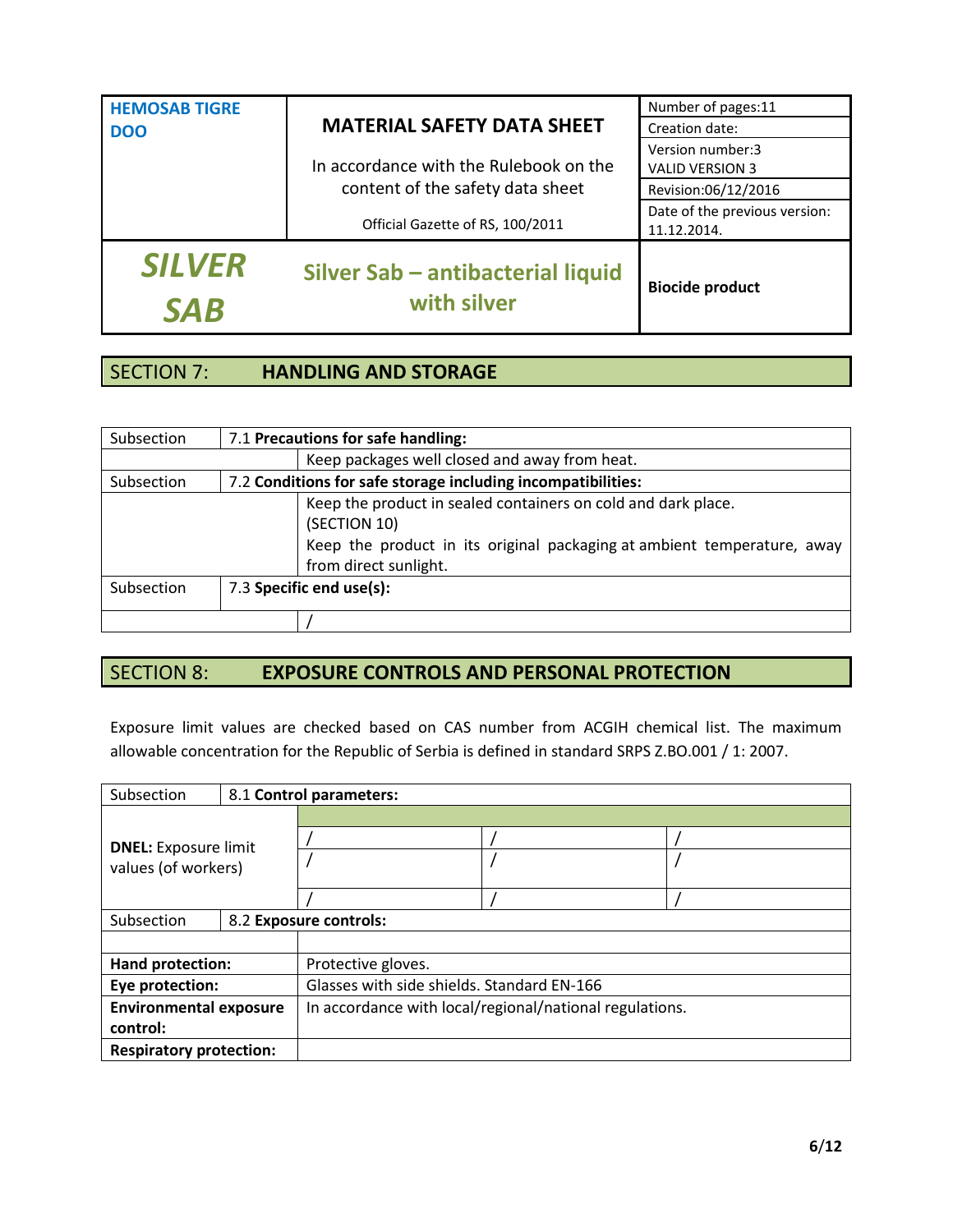## SECTION 7: HANDLING AND STORAGE

| Subsection | 7.1 **Precautions for safe handling:** |
|---|---|
| | Keep packages well closed and away from heat. |
| Subsection | 7.2 **Conditions for safe storage including incompatibilities:** |
| | Keep the product in sealed containers on cold and dark place. (SECTION 10) Keep the product in its original packaging at ambient temperature, away from direct sunlight. |
| Subsection | 7.3 **Specific end use(s):** |
| | / |

## SECTION 8: EXPOSURE CONTROLS AND PERSONAL PROTECTION

Exposure limit values are checked based on CAS number from ACGIH chemical list. The maximum allowable concentration for the Republic of Serbia is defined in standard SRPS Z.BO.001 / 1: 2007.

| Subsection | 8.1 **Control parameters:** | | |
|---|---|---|---|
| **DNEL:** Exposure limit values (of workers) | | | |
| | / | / | / |
| | / | / | / |
| | / | / | / |

| Subsection | 8.2 **Exposure controls:** |
|---|---|
| | |
| **Hand protection:** | Protective gloves. |
| **Eye protection:** | Glasses with side shields. Standard EN-166 |
| **Environmental exposure control:** | In accordance with local/regional/national regulations. |
| **Respiratory protection:** | |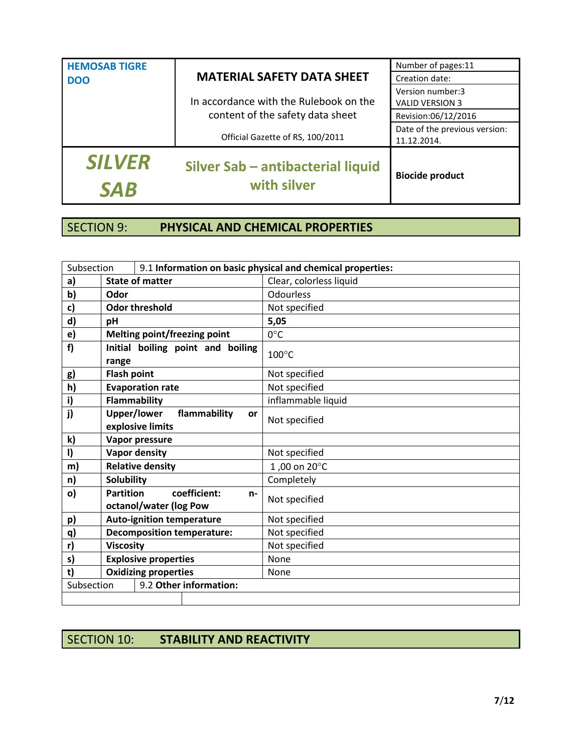| HEMOSAB TIGRE DOO | MATERIAL SAFETY DATA SHEET<br>In accordance with the Rulebook on the content of the safety data sheet<br>Official Gazette of RS, 100/2011 | Number of pages:11<br>Creation date:<br>Version number:3<br>VALID VERSION 3<br>Revision:06/12/2016<br>Date of the previous version: 11.12.2014. |
|---|---|---|
| ***SILVER SAB*** | **Silver Sab – antibacterial liquid with silver** | **Biocide product** |

## SECTION 9: PHYSICAL AND CHEMICAL PROPERTIES

| Subsection | 9.1 **Information on basic physical and chemical properties:** | |
|---|---|---|
| **a)** | **State of matter** | Clear, colorless liquid |
| **b)** | **Odor** | Odourless |
| **c)** | **Odor threshold** | Not specified |
| **d)** | **pH** | **5,05** |
| **e)** | **Melting point/freezing point** | 0°C |
| **f)** | **Initial boiling point and boiling range** | 100°C |
| **g)** | **Flash point** | Not specified |
| **h)** | **Evaporation rate** | Not specified |
| **i)** | **Flammability** | inflammable liquid |
| **j)** | **Upper/lower flammability or explosive limits** | Not specified |
| **k)** | **Vapor pressure** | |
| **l)** | **Vapor density** | Not specified |
| **m)** | **Relative density** | 1 ,00 on 20°C |
| **n)** | **Solubility** | Completely |
| **o)** | **Partition coefficient: n-octanol/water (log Pow** | Not specified |
| **p)** | **Auto-ignition temperature** | Not specified |
| **q)** | **Decomposition temperature:** | Not specified |
| **r)** | **Viscosity** | Not specified |
| **s)** | **Explosive properties** | None |
| **t)** | **Oxidizing properties** | None |
| Subsection | 9.2 **Other information:** | |
| | | |

## SECTION 10: STABILITY AND REACTIVITY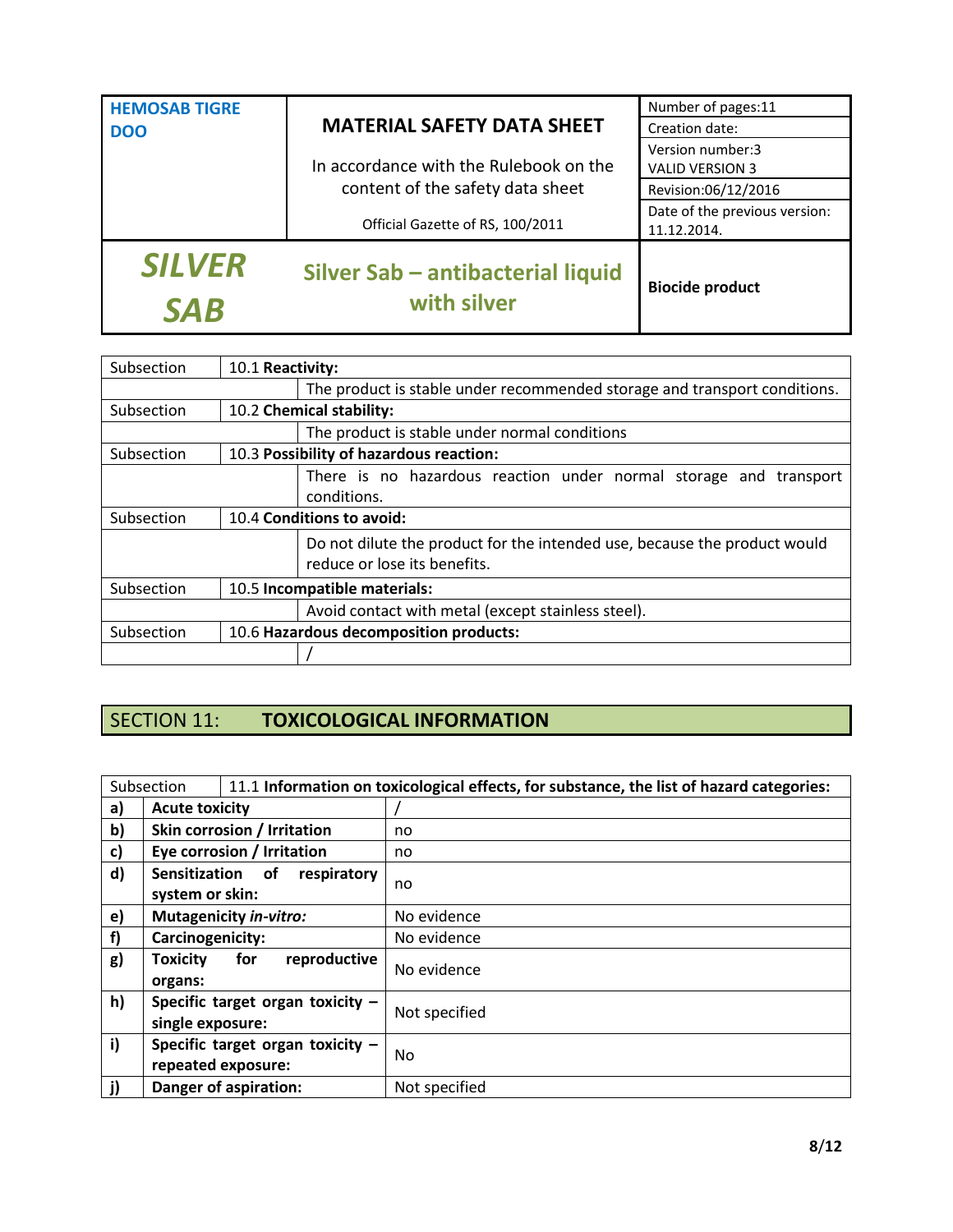| Subsection | 10.1 **Reactivity:** |
|---|---|
| | The product is stable under recommended storage and transport conditions. |
| Subsection | 10.2 **Chemical stability:** |
| | The product is stable under normal conditions |
| Subsection | 10.3 **Possibility of hazardous reaction:** |
| | There is no hazardous reaction under normal storage and transport conditions. |
| Subsection | 10.4 **Conditions to avoid:** |
| | Do not dilute the product for the intended use, because the product would reduce or lose its benefits. |
| Subsection | 10.5 **Incompatible materials:** |
| | Avoid contact with metal (except stainless steel). |
| Subsection | 10.6 **Hazardous decomposition products:** |
| | / |

## SECTION 11: **TOXICOLOGICAL INFORMATION**

| Subsection | 11.1 **Information on toxicological effects, for substance, the list of hazard categories:** | |
|---|---|---|
| **a)** | **Acute toxicity** | / |
| **b)** | **Skin corrosion / Irritation** | no |
| **c)** | **Eye corrosion / Irritation** | no |
| **d)** | **Sensitization of respiratory system or skin:** | no |
| **e)** | **Mutagenicity *in-vitro:*** | No evidence |
| **f)** | **Carcinogenicity:** | No evidence |
| **g)** | **Toxicity for reproductive organs:** | No evidence |
| **h)** | **Specific target organ toxicity – single exposure:** | Not specified |
| **i)** | **Specific target organ toxicity – repeated exposure:** | No |
| **j)** | **Danger of aspiration:** | Not specified |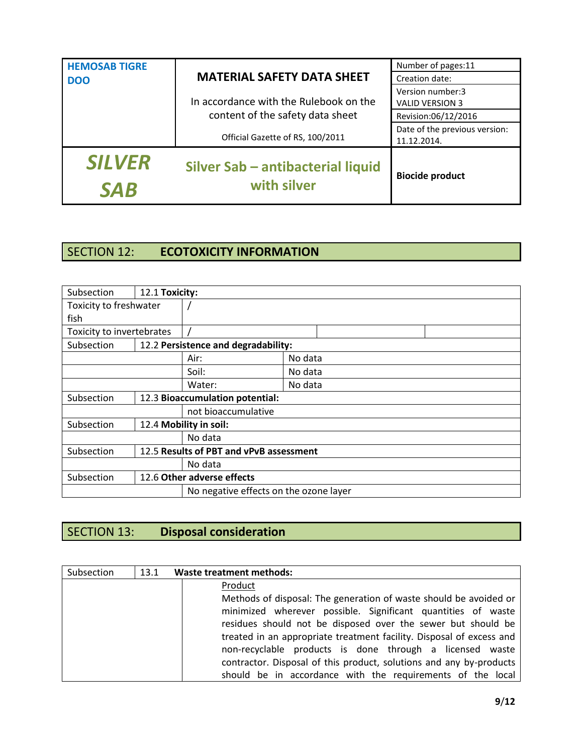| HEMOSAB TIGRE DOO | MATERIAL SAFETY DATA SHEET<br><br>In accordance with the Rulebook on the content of the safety data sheet<br><br>Official Gazette of RS, 100/2011 | Number of pages:11<br>Creation date:<br>Version number:3<br>VALID VERSION 3<br>Revision:06/12/2016<br>Date of the previous version: 11.12.2014. |
|---|---|---|
| *SILVER SAB* | **Silver Sab – antibacterial liquid with silver** | **Biocide product** |

## SECTION 12: **ECOTOXICITY INFORMATION**

| Subsection | 12.1 **Toxicity:** | | |
|---|---|---|---|
| Toxicity to freshwater fish | | / | |
| Toxicity to invertebrates | | / | |
| Subsection | 12.2 **Persistence and degradability:** | | |
| | | Air: | No data |
| | | Soil: | No data |
| | | Water: | No data |
| Subsection | 12.3 **Bioaccumulation potential:** | | |
| | | not bioaccumulative | |
| Subsection | 12.4 **Mobility in soil:** | | |
| | | No data | |
| Subsection | 12.5 **Results of PBT and vPvB assessment** | | |
| | | No data | |
| Subsection | 12.6 **Other adverse effects** | | |
| | | No negative effects on the ozone layer | |

## SECTION 13: **Disposal consideration**

| Subsection | 13.1 **Waste treatment methods:** |
|---|---|
| | <u>Product</u><br>Methods of disposal: The generation of waste should be avoided or minimized wherever possible. Significant quantities of waste residues should not be disposed over the sewer but should be treated in an appropriate treatment facility. Disposal of excess and non-recyclable products is done through a licensed waste contractor. Disposal of this product, solutions and any by-products should be in accordance with the requirements of the local |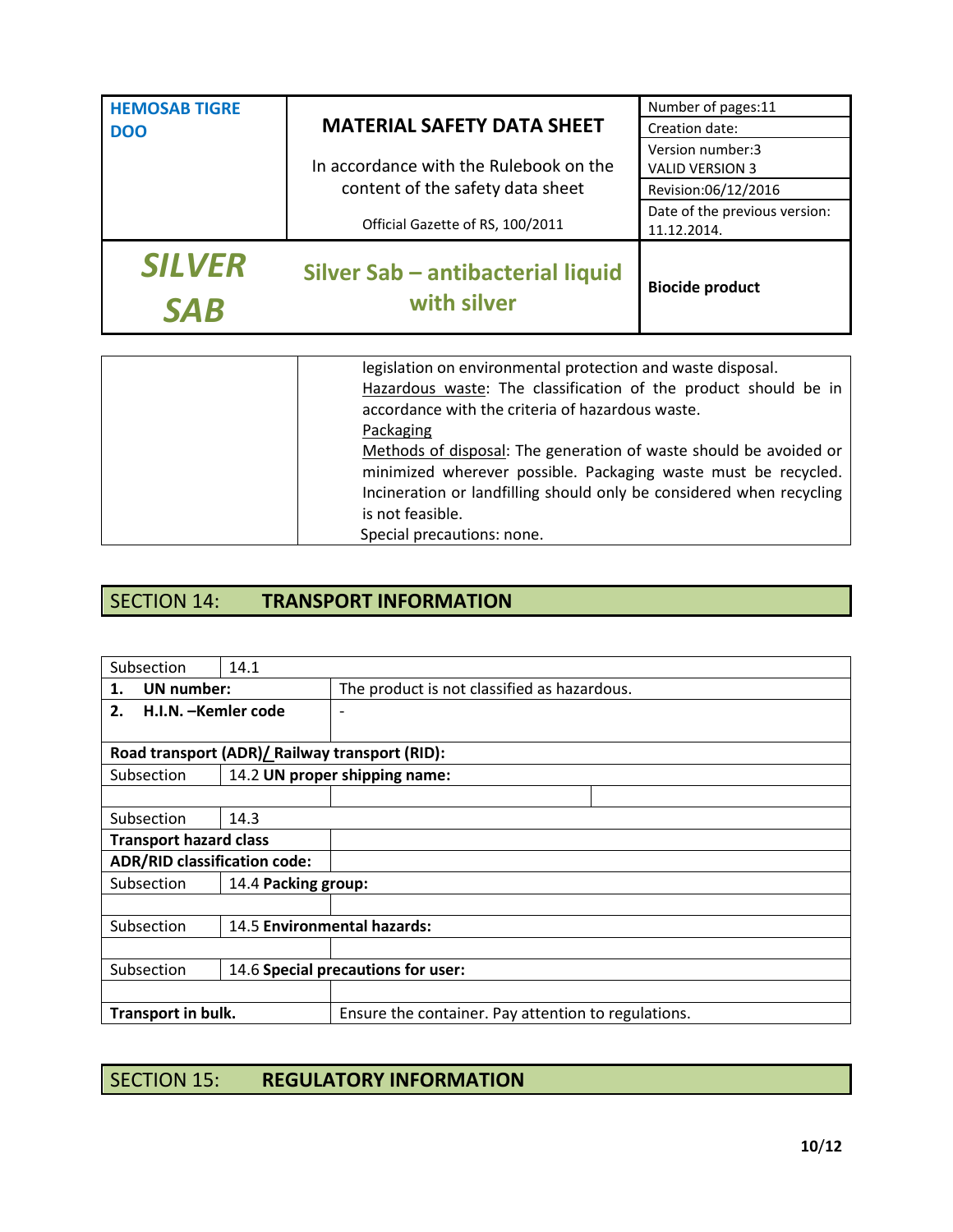| | |
|---|---|
| | legislation on environmental protection and waste disposal.<br>Hazardous waste: The classification of the product should be in accordance with the criteria of hazardous waste.<br>Packaging<br>Methods of disposal: The generation of waste should be avoided or minimized wherever possible. Packaging waste must be recycled. Incineration or landfilling should only be considered when recycling is not feasible.<br>Special precautions: none. |

## SECTION 14: TRANSPORT INFORMATION

| Subsection | 14.1 | | |
|---|---|---|---|
| **1. UN number:** | | The product is not classified as hazardous. | |
| **2. H.I.N. –Kemler code** | | - | |
| **Road transport (ADR)/ Railway transport (RID):** | | | |
| Subsection | 14.2 **UN proper shipping name:** | | |
| | | | |
| Subsection | 14.3 | | |
| **Transport hazard class** | | | |
| **ADR/RID classification code:** | | | |
| Subsection | 14.4 **Packing group:** | | |
| | | | |
| Subsection | 14.5 **Environmental hazards:** | | |
| | | | |
| Subsection | 14.6 **Special precautions for user:** | | |
| | | | |
| **Transport in bulk.** | | Ensure the container. Pay attention to regulations. | |

## SECTION 15: REGULATORY INFORMATION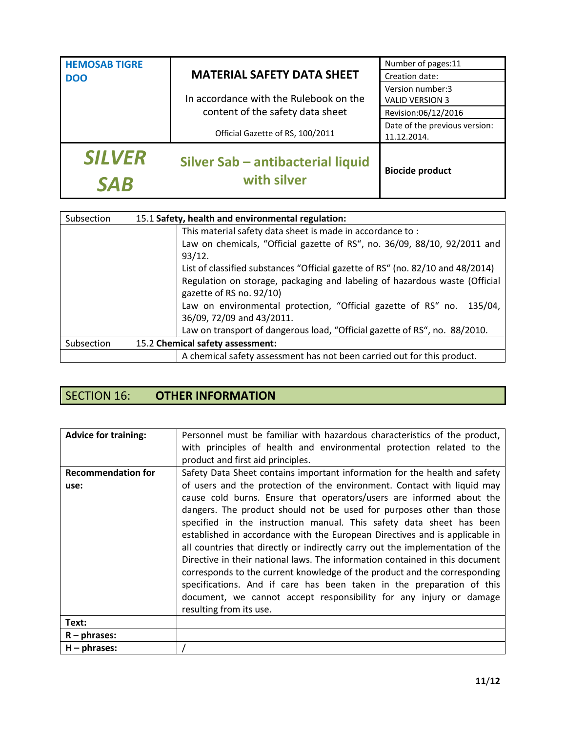| HEMOSAB TIGRE DOO | MATERIAL SAFETY DATA SHEET<br>In accordance with the Rulebook on the content of the safety data sheet<br>Official Gazette of RS, 100/2011 | Number of pages:11<br>Creation date:<br>Version number:3 VALID VERSION 3<br>Revision:06/12/2016<br>Date of the previous version: 11.12.2014. |
|---|---|---|
| ***SILVER SAB*** | **Silver Sab – antibacterial liquid with silver** | **Biocide product** |

| Subsection | 15.1 **Safety, health and environmental regulation:** |
|---|---|
| | This material safety data sheet is made in accordance to :<br>Law on chemicals, "Official gazette of RS", no. 36/09, 88/10, 92/2011 and 93/12.<br>List of classified substances "Official gazette of RS" (no. 82/10 and 48/2014)<br>Regulation on storage, packaging and labeling of hazardous waste (Official gazette of RS no. 92/10)<br>Law on environmental protection, "Official gazette of RS" no. 135/04, 36/09, 72/09 and 43/2011.<br>Law on transport of dangerous load, "Official gazette of RS", no. 88/2010. |
| Subsection | 15.2 **Chemical safety assessment:** |
| | A chemical safety assessment has not been carried out for this product. |

## SECTION 16: OTHER INFORMATION

| | |
|---|---|
| **Advice for training:** | Personnel must be familiar with hazardous characteristics of the product, with principles of health and environmental protection related to the product and first aid principles. |
| **Recommendation for use:** | Safety Data Sheet contains important information for the health and safety of users and the protection of the environment. Contact with liquid may cause cold burns. Ensure that operators/users are informed about the dangers. The product should not be used for purposes other than those specified in the instruction manual. This safety data sheet has been established in accordance with the European Directives and is applicable in all countries that directly or indirectly carry out the implementation of the Directive in their national laws. The information contained in this document corresponds to the current knowledge of the product and the corresponding specifications. And if care has been taken in the preparation of this document, we cannot accept responsibility for any injury or damage resulting from its use. |
| **Text:** | |
| **R – phrases:** | |
| **H – phrases:** | / |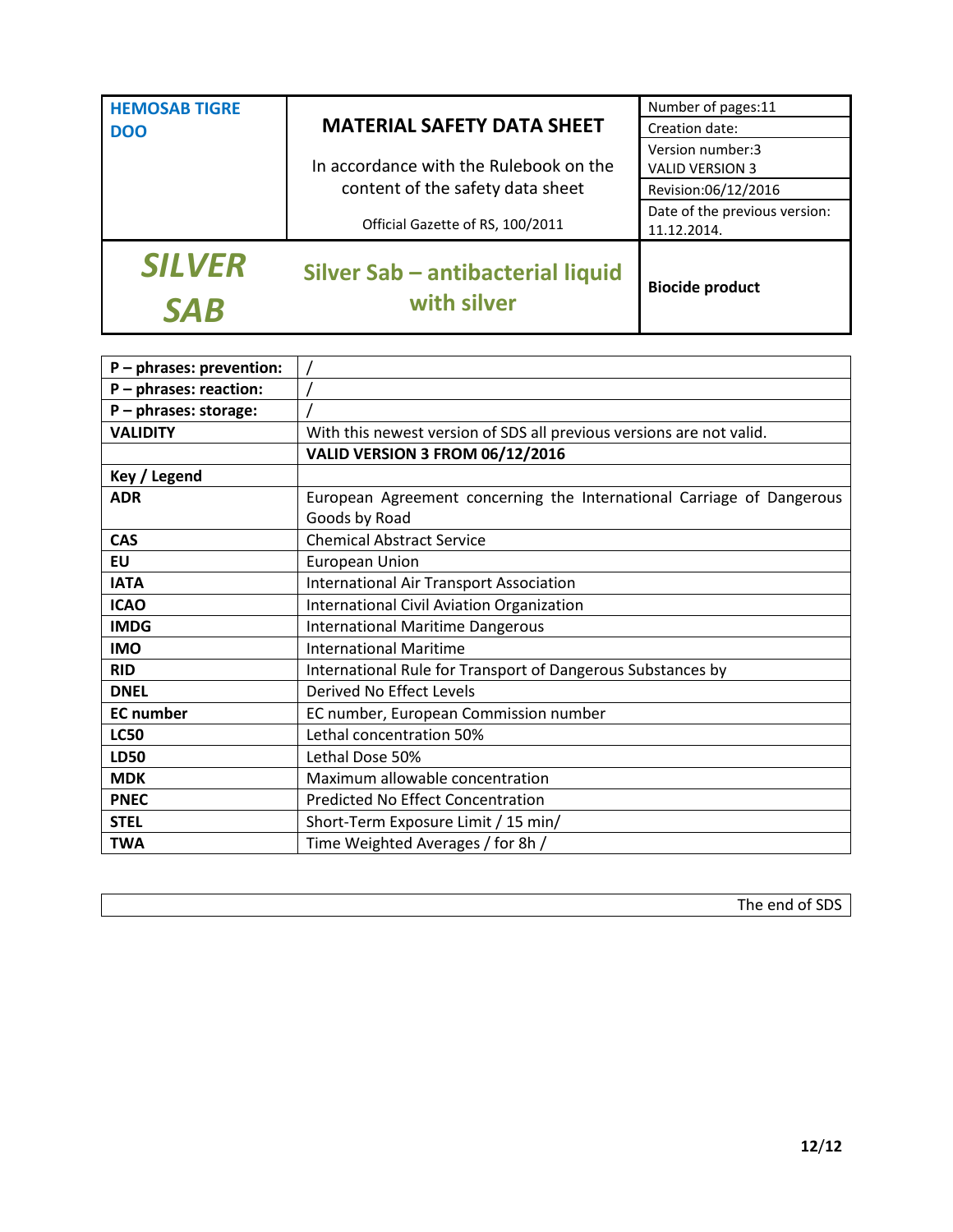| HEMOSAB TIGRE DOO | MATERIAL SAFETY DATA SHEET<br><br>In accordance with the Rulebook on the content of the safety data sheet<br><br>Official Gazette of RS, 100/2011 | Number of pages:11<br>Creation date:<br>Version number:3<br>VALID VERSION 3<br>Revision:06/12/2016<br>Date of the previous version: 11.12.2014. |
|---|---|---|
| *SILVER SAB* | **Silver Sab – antibacterial liquid with silver** | **Biocide product** |

| | |
|---|---|
| **P – phrases: prevention:** | / |
| **P – phrases: reaction:** | / |
| **P – phrases: storage:** | / |
| **VALIDITY** | With this newest version of SDS all previous versions are not valid. |
| | **VALID VERSION 3 FROM 06/12/2016** |
| **Key / Legend** | |
| **ADR** | European Agreement concerning the International Carriage of Dangerous Goods by Road |
| **CAS** | Chemical Abstract Service |
| **EU** | European Union |
| **IATA** | International Air Transport Association |
| **ICAO** | International Civil Aviation Organization |
| **IMDG** | International Maritime Dangerous |
| **IMO** | International Maritime |
| **RID** | International Rule for Transport of Dangerous Substances by |
| **DNEL** | Derived No Effect Levels |
| **EC number** | EC number, European Commission number |
| **LC50** | Lethal concentration 50% |
| **LD50** | Lethal Dose 50% |
| **MDK** | Maximum allowable concentration |
| **PNEC** | Predicted No Effect Concentration |
| **STEL** | Short-Term Exposure Limit / 15 min/ |
| **TWA** | Time Weighted Averages / for 8h / |

The end of SDS